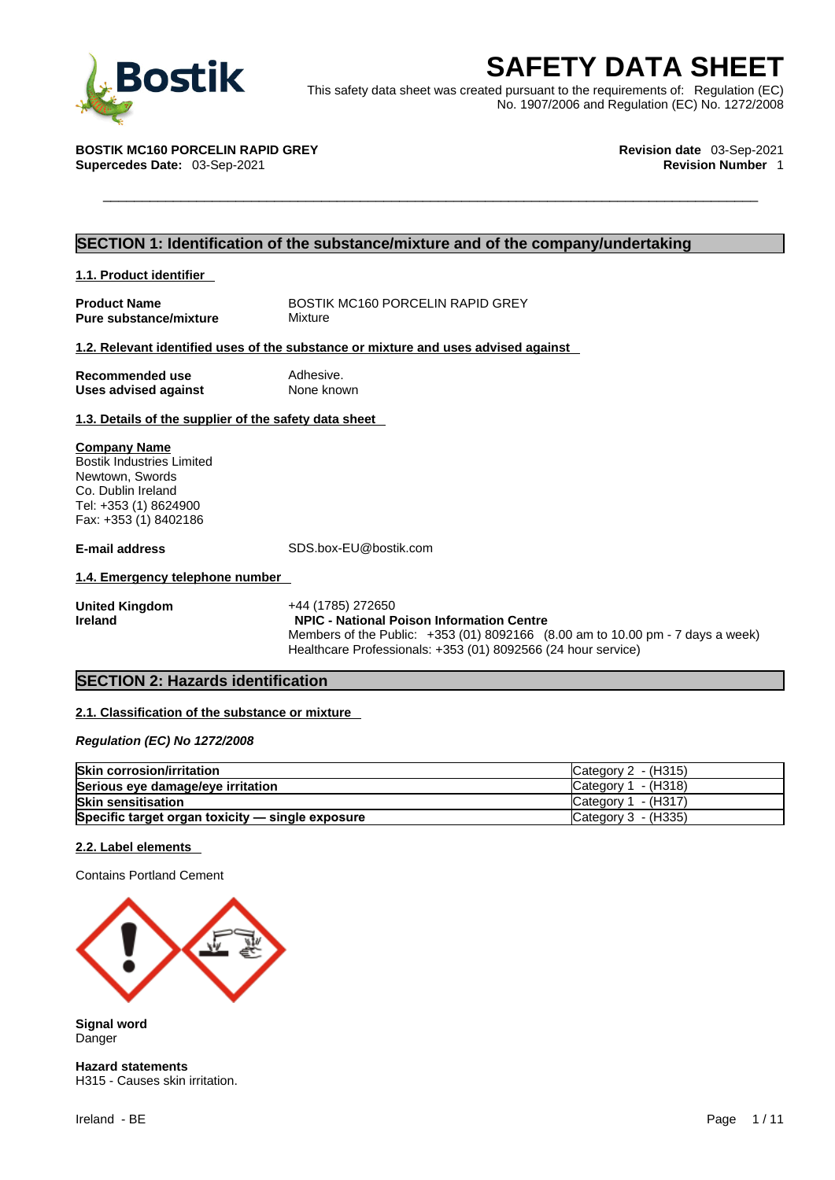# SAFETY DATA SHEET

This safety data sheet was created pursuant to the requirements of: Regulation (EC) No. 1907/2006 and Regulation (EC) No. 1272/2008

**BOSTIK MC160 PORCELIN RAPID GREY**
**Supercedes Date:** 03-Sep-2021

**Revision date** 03-Sep-2021
**Revision Number** 1

## SECTION 1: Identification of the substance/mixture and of the company/undertaking

### 1.1. Product identifier

**Product Name** BOSTIK MC160 PORCELIN RAPID GREY
**Pure substance/mixture** Mixture

### 1.2. Relevant identified uses of the substance or mixture and uses advised against

**Recommended use** Adhesive.
**Uses advised against** None known

### 1.3. Details of the supplier of the safety data sheet

**Company Name**
Bostik Industries Limited
Newtown, Swords
Co. Dublin Ireland
Tel: +353 (1) 8624900
Fax: +353 (1) 8402186

**E-mail address** SDS.box-EU@bostik.com

### 1.4. Emergency telephone number

**United Kingdom** +44 (1785) 272650
**Ireland** **NPIC - National Poison Information Centre**
Members of the Public: +353 (01) 8092166 (8.00 am to 10.00 pm - 7 days a week)
Healthcare Professionals: +353 (01) 8092566 (24 hour service)

## SECTION 2: Hazards identification

### 2.1. Classification of the substance or mixture

*Regulation (EC) No 1272/2008*

| Hazard class | Category |
|---|---|
| **Skin corrosion/irritation** | Category 2 - (H315) |
| **Serious eye damage/eye irritation** | Category 1 - (H318) |
| **Skin sensitisation** | Category 1 - (H317) |
| **Specific target organ toxicity — single exposure** | Category 3 - (H335) |

### 2.2. Label elements

Contains Portland Cement

**Signal word**
Danger

**Hazard statements**
H315 - Causes skin irritation.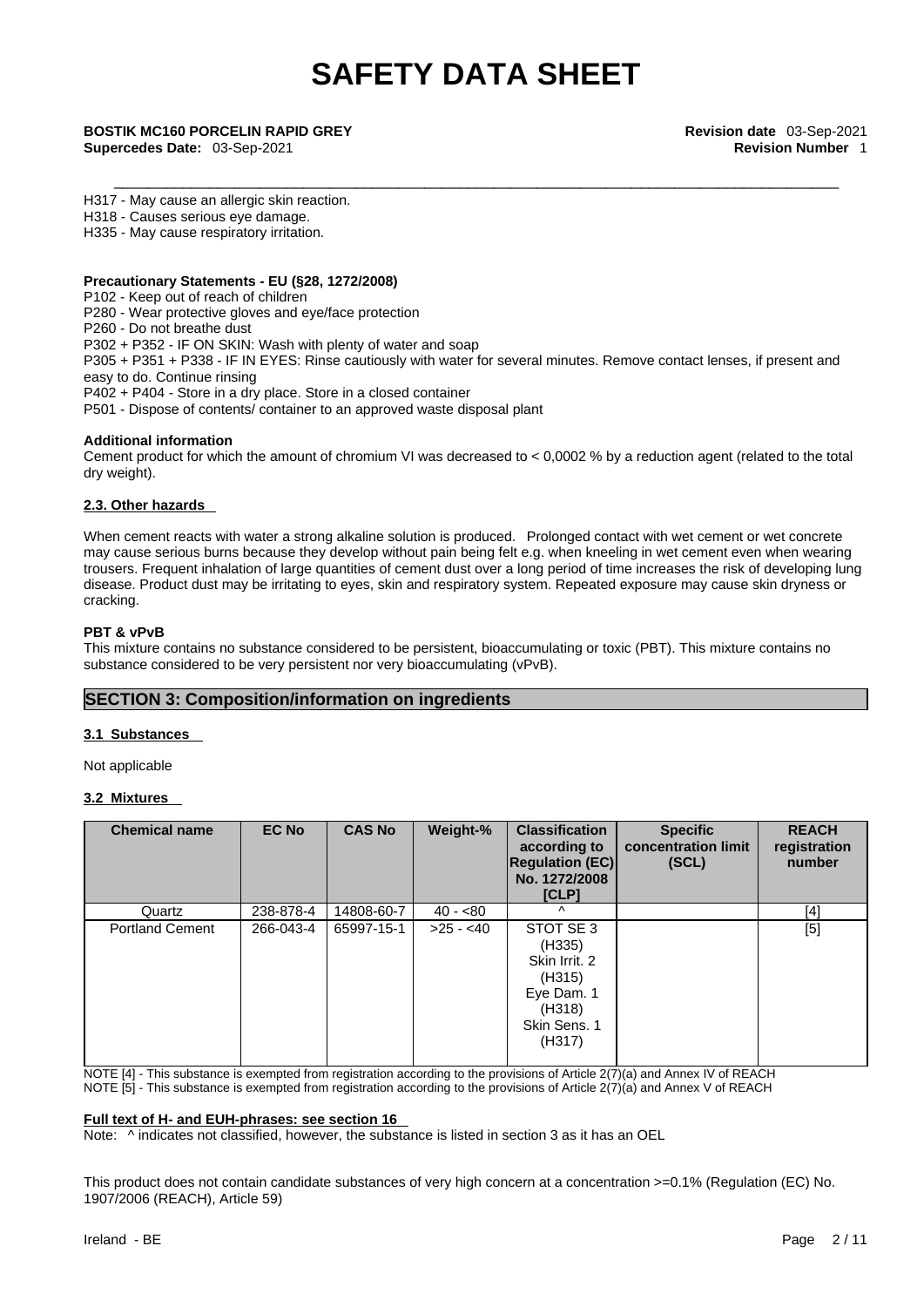H317 - May cause an allergic skin reaction.
H318 - Causes serious eye damage.
H335 - May cause respiratory irritation.

**Precautionary Statements - EU (§28, 1272/2008)**

P102 - Keep out of reach of children
P280 - Wear protective gloves and eye/face protection
P260 - Do not breathe dust
P302 + P352 - IF ON SKIN: Wash with plenty of water and soap
P305 + P351 + P338 - IF IN EYES: Rinse cautiously with water for several minutes. Remove contact lenses, if present and easy to do. Continue rinsing
P402 + P404 - Store in a dry place. Store in a closed container
P501 - Dispose of contents/ container to an approved waste disposal plant

**Additional information**

Cement product for which the amount of chromium VI was decreased to < 0,0002 % by a reduction agent (related to the total dry weight).

**2.3. Other hazards**

When cement reacts with water a strong alkaline solution is produced. Prolonged contact with wet cement or wet concrete may cause serious burns because they develop without pain being felt e.g. when kneeling in wet cement even when wearing trousers. Frequent inhalation of large quantities of cement dust over a long period of time increases the risk of developing lung disease. Product dust may be irritating to eyes, skin and respiratory system. Repeated exposure may cause skin dryness or cracking.

**PBT & vPvB**

This mixture contains no substance considered to be persistent, bioaccumulating or toxic (PBT). This mixture contains no substance considered to be very persistent nor very bioaccumulating (vPvB).

## SECTION 3: Composition/information on ingredients

**3.1 Substances**

Not applicable

**3.2 Mixtures**

| Chemical name | EC No | CAS No | Weight-% | Classification according to Regulation (EC) No. 1272/2008 [CLP] | Specific concentration limit (SCL) | REACH registration number |
|---|---|---|---|---|---|---|
| Quartz | 238-878-4 | 14808-60-7 | 40 - <80 | ^ | | [4] |
| Portland Cement | 266-043-4 | 65997-15-1 | >25 - <40 | STOT SE 3 (H335) Skin Irrit. 2 (H315) Eye Dam. 1 (H318) Skin Sens. 1 (H317) | | [5] |

NOTE [4] - This substance is exempted from registration according to the provisions of Article 2(7)(a) and Annex IV of REACH
NOTE [5] - This substance is exempted from registration according to the provisions of Article 2(7)(a) and Annex V of REACH

**Full text of H- and EUH-phrases: see section 16**

Note: ^ indicates not classified, however, the substance is listed in section 3 as it has an OEL

This product does not contain candidate substances of very high concern at a concentration >=0.1% (Regulation (EC) No. 1907/2006 (REACH), Article 59)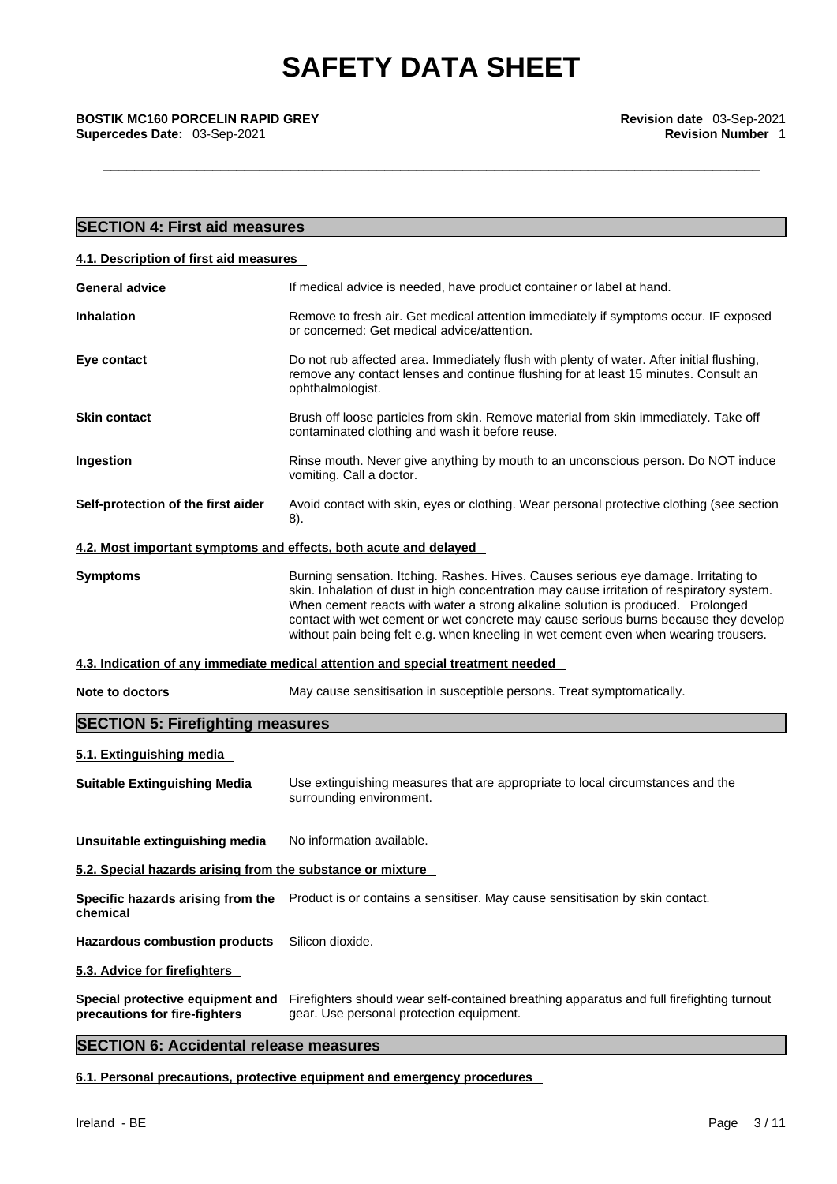## SECTION 4: First aid measures

### 4.1. Description of first aid measures

| | |
|---|---|
| **General advice** | If medical advice is needed, have product container or label at hand. |
| **Inhalation** | Remove to fresh air. Get medical attention immediately if symptoms occur. IF exposed or concerned: Get medical advice/attention. |
| **Eye contact** | Do not rub affected area. Immediately flush with plenty of water. After initial flushing, remove any contact lenses and continue flushing for at least 15 minutes. Consult an ophthalmologist. |
| **Skin contact** | Brush off loose particles from skin. Remove material from skin immediately. Take off contaminated clothing and wash it before reuse. |
| **Ingestion** | Rinse mouth. Never give anything by mouth to an unconscious person. Do NOT induce vomiting. Call a doctor. |
| **Self-protection of the first aider** | Avoid contact with skin, eyes or clothing. Wear personal protective clothing (see section 8). |

### 4.2. Most important symptoms and effects, both acute and delayed

| | |
|---|---|
| **Symptoms** | Burning sensation. Itching. Rashes. Hives. Causes serious eye damage. Irritating to skin. Inhalation of dust in high concentration may cause irritation of respiratory system. When cement reacts with water a strong alkaline solution is produced. Prolonged contact with wet cement or wet concrete may cause serious burns because they develop without pain being felt e.g. when kneeling in wet cement even when wearing trousers. |

### 4.3. Indication of any immediate medical attention and special treatment needed

| | |
|---|---|
| **Note to doctors** | May cause sensitisation in susceptible persons. Treat symptomatically. |

## SECTION 5: Firefighting measures

### 5.1. Extinguishing media

| | |
|---|---|
| **Suitable Extinguishing Media** | Use extinguishing measures that are appropriate to local circumstances and the surrounding environment. |
| **Unsuitable extinguishing media** | No information available. |

### 5.2. Special hazards arising from the substance or mixture

| | |
|---|---|
| **Specific hazards arising from the chemical** | Product is or contains a sensitiser. May cause sensitisation by skin contact. |
| **Hazardous combustion products** | Silicon dioxide. |

### 5.3. Advice for firefighters

| | |
|---|---|
| **Special protective equipment and precautions for fire-fighters** | Firefighters should wear self-contained breathing apparatus and full firefighting turnout gear. Use personal protection equipment. |

## SECTION 6: Accidental release measures

### 6.1. Personal precautions, protective equipment and emergency procedures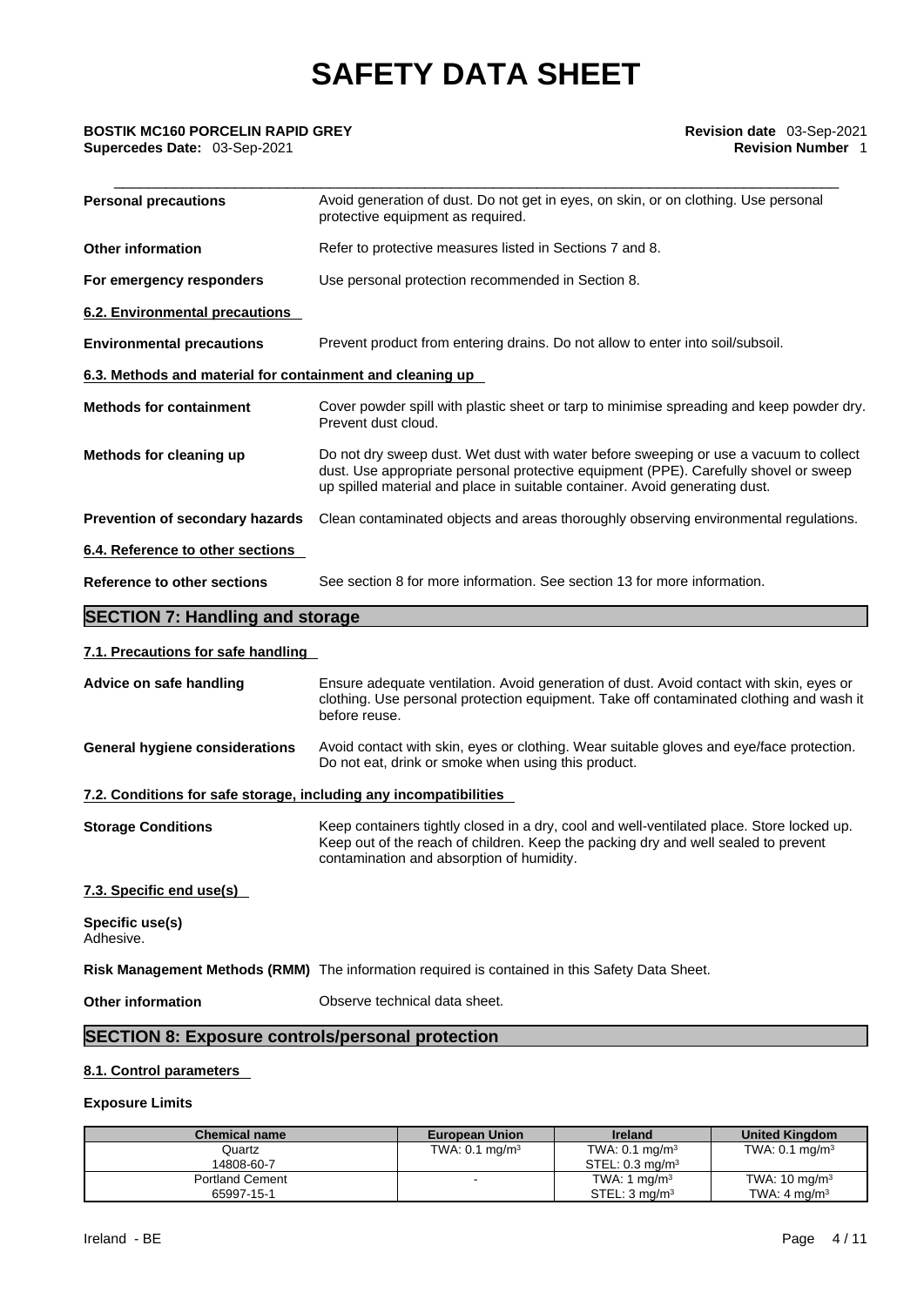| | |
|---|---|
| **Personal precautions** | Avoid generation of dust. Do not get in eyes, on skin, or on clothing. Use personal protective equipment as required. |
| **Other information** | Refer to protective measures listed in Sections 7 and 8. |
| **For emergency responders** | Use personal protection recommended in Section 8. |

**6.2. Environmental precautions**

| | |
|---|---|
| **Environmental precautions** | Prevent product from entering drains. Do not allow to enter into soil/subsoil. |

**6.3. Methods and material for containment and cleaning up**

| | |
|---|---|
| **Methods for containment** | Cover powder spill with plastic sheet or tarp to minimise spreading and keep powder dry. Prevent dust cloud. |
| **Methods for cleaning up** | Do not dry sweep dust. Wet dust with water before sweeping or use a vacuum to collect dust. Use appropriate personal protective equipment (PPE). Carefully shovel or sweep up spilled material and place in suitable container. Avoid generating dust. |
| **Prevention of secondary hazards** | Clean contaminated objects and areas thoroughly observing environmental regulations. |

**6.4. Reference to other sections**

| | |
|---|---|
| **Reference to other sections** | See section 8 for more information. See section 13 for more information. |

## SECTION 7: Handling and storage

**7.1. Precautions for safe handling**

| | |
|---|---|
| **Advice on safe handling** | Ensure adequate ventilation. Avoid generation of dust. Avoid contact with skin, eyes or clothing. Use personal protection equipment. Take off contaminated clothing and wash it before reuse. |
| **General hygiene considerations** | Avoid contact with skin, eyes or clothing. Wear suitable gloves and eye/face protection. Do not eat, drink or smoke when using this product. |

**7.2. Conditions for safe storage, including any incompatibilities**

| | |
|---|---|
| **Storage Conditions** | Keep containers tightly closed in a dry, cool and well-ventilated place. Store locked up. Keep out of the reach of children. Keep the packing dry and well sealed to prevent contamination and absorption of humidity. |

**7.3. Specific end use(s)**

**Specific use(s)**
Adhesive.

**Risk Management Methods (RMM)** The information required is contained in this Safety Data Sheet.

**Other information** Observe technical data sheet.

## SECTION 8: Exposure controls/personal protection

**8.1. Control parameters**

**Exposure Limits**

| Chemical name | European Union | Ireland | United Kingdom |
|---|---|---|---|
| Quartz<br>14808-60-7 | TWA: 0.1 mg/m³ | TWA: 0.1 mg/m³<br>STEL: 0.3 mg/m³ | TWA: 0.1 mg/m³ |
| Portland Cement<br>65997-15-1 | - | TWA: 1 mg/m³<br>STEL: 3 mg/m³ | TWA: 10 mg/m³<br>TWA: 4 mg/m³ |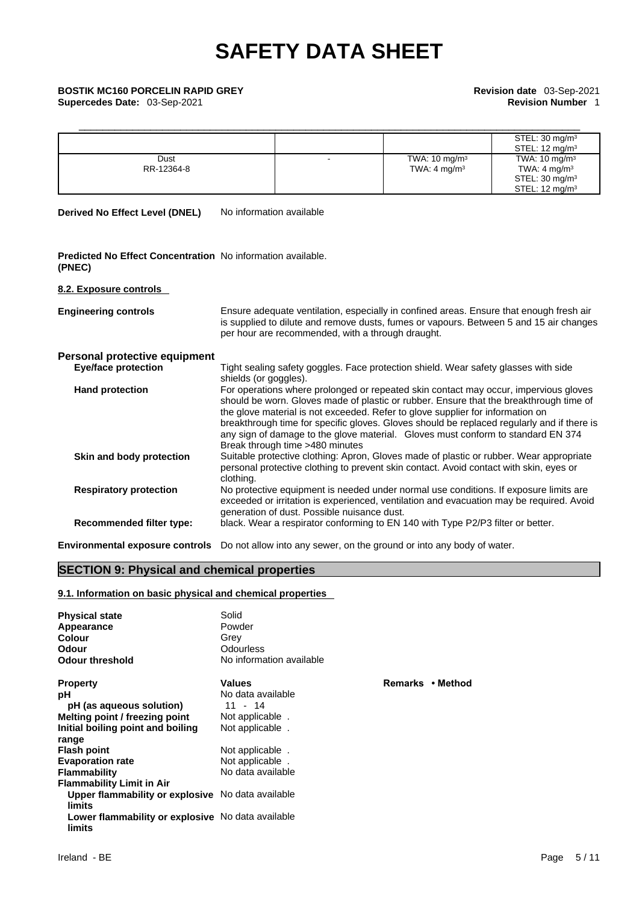| | | | STEL: 30 mg/m³ STEL: 12 mg/m³ |
|---|---|---|---|
| Dust RR-12364-8 | - | TWA: 10 mg/m³ TWA: 4 mg/m³ | TWA: 10 mg/m³ TWA: 4 mg/m³ STEL: 30 mg/m³ STEL: 12 mg/m³ |

**Derived No Effect Level (DNEL)** No information available

**Predicted No Effect Concentration (PNEC)** No information available.

**8.2. Exposure controls**

**Engineering controls** Ensure adequate ventilation, especially in confined areas. Ensure that enough fresh air is supplied to dilute and remove dusts, fumes or vapours. Between 5 and 15 air changes per hour are recommended, with a through draught.

**Personal protective equipment**

**Eye/face protection** Tight sealing safety goggles. Face protection shield. Wear safety glasses with side shields (or goggles).

**Hand protection** For operations where prolonged or repeated skin contact may occur, impervious gloves should be worn. Gloves made of plastic or rubber. Ensure that the breakthrough time of the glove material is not exceeded. Refer to glove supplier for information on breakthrough time for specific gloves. Gloves should be replaced regularly and if there is any sign of damage to the glove material. Gloves must conform to standard EN 374 Break through time >480 minutes

**Skin and body protection** Suitable protective clothing: Apron, Gloves made of plastic or rubber. Wear appropriate personal protective clothing to prevent skin contact. Avoid contact with skin, eyes or clothing.

**Respiratory protection** No protective equipment is needed under normal use conditions. If exposure limits are exceeded or irritation is experienced, ventilation and evacuation may be required. Avoid generation of dust. Possible nuisance dust.

**Recommended filter type:** black. Wear a respirator conforming to EN 140 with Type P2/P3 filter or better.

**Environmental exposure controls** Do not allow into any sewer, on the ground or into any body of water.

## SECTION 9: Physical and chemical properties

**9.1. Information on basic physical and chemical properties**

| | |
|---|---|
| **Physical state** | Solid |
| **Appearance** | Powder |
| **Colour** | Grey |
| **Odour** | Odourless |
| **Odour threshold** | No information available |

| **Property** | **Values** | **Remarks • Method** |
|---|---|---|
| **pH** | No data available | |
| **pH (as aqueous solution)** | 11 - 14 | |
| **Melting point / freezing point** | Not applicable . | |
| **Initial boiling point and boiling range** | Not applicable . | |
| **Flash point** | Not applicable . | |
| **Evaporation rate** | Not applicable . | |
| **Flammability** | No data available | |
| **Flammability Limit in Air** | | |
| **Upper flammability or explosive limits** | No data available | |
| **Lower flammability or explosive limits** | No data available | |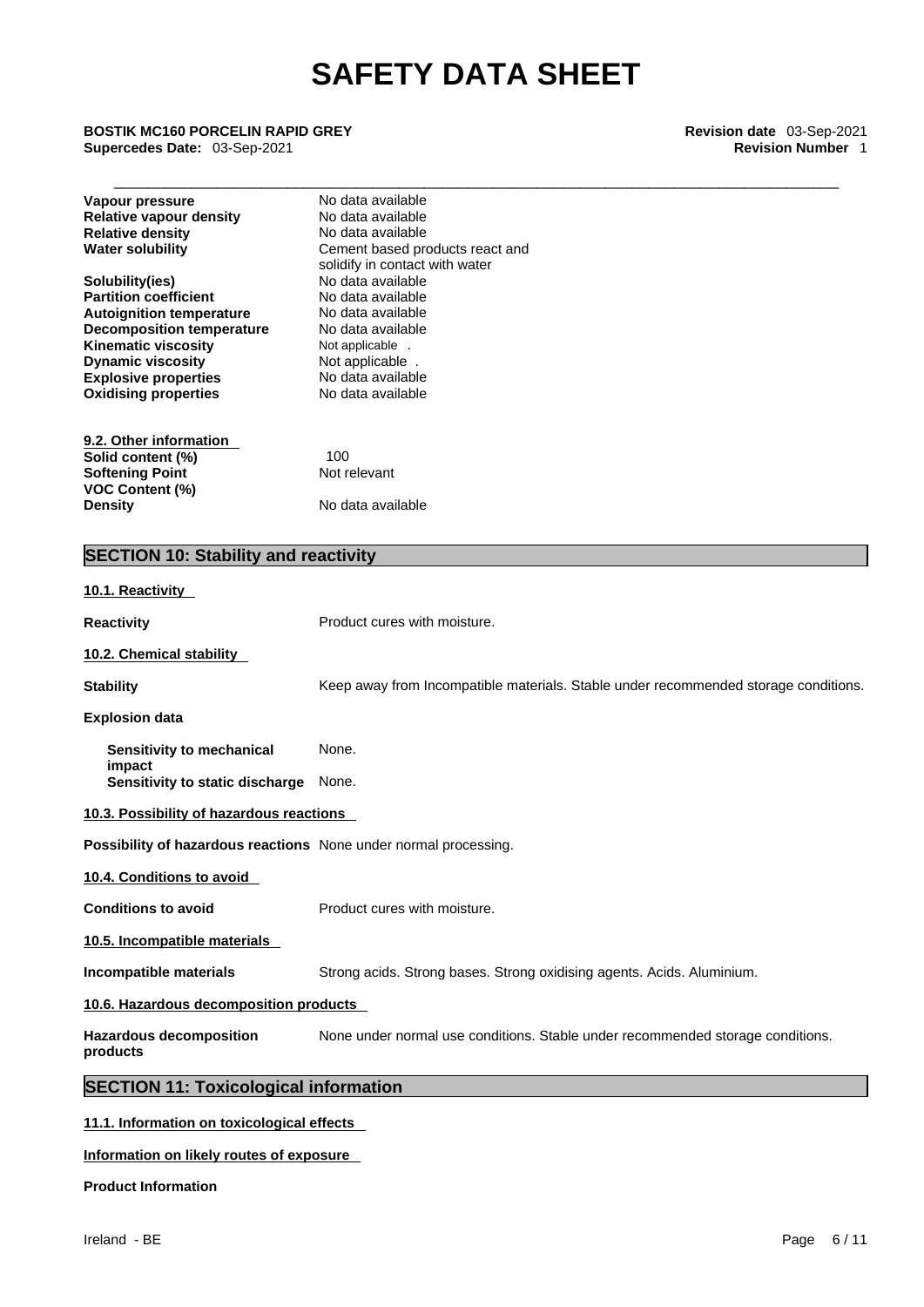| | |
|---|---|
| **Vapour pressure** | No data available |
| **Relative vapour density** | No data available |
| **Relative density** | No data available |
| **Water solubility** | Cement based products react and solidify in contact with water |
| **Solubility(ies)** | No data available |
| **Partition coefficient** | No data available |
| **Autoignition temperature** | No data available |
| **Decomposition temperature** | No data available |
| **Kinematic viscosity** | Not applicable . |
| **Dynamic viscosity** | Not applicable . |
| **Explosive properties** | No data available |
| **Oxidising properties** | No data available |

**9.2. Other information**

| | |
|---|---|
| **Solid content (%)** | 100 |
| **Softening Point** | Not relevant |
| **VOC Content (%)** | |
| **Density** | No data available |

## SECTION 10: Stability and reactivity

**10.1. Reactivity**

**Reactivity** Product cures with moisture.

**10.2. Chemical stability**

**Stability** Keep away from Incompatible materials. Stable under recommended storage conditions.

**Explosion data**

**Sensitivity to mechanical impact** None.

**Sensitivity to static discharge** None.

**10.3. Possibility of hazardous reactions**

**Possibility of hazardous reactions** None under normal processing.

**10.4. Conditions to avoid**

**Conditions to avoid** Product cures with moisture.

**10.5. Incompatible materials**

**Incompatible materials** Strong acids. Strong bases. Strong oxidising agents. Acids. Aluminium.

**10.6. Hazardous decomposition products**

**Hazardous decomposition products** None under normal use conditions. Stable under recommended storage conditions.

## SECTION 11: Toxicological information

**11.1. Information on toxicological effects**

**Information on likely routes of exposure**

**Product Information**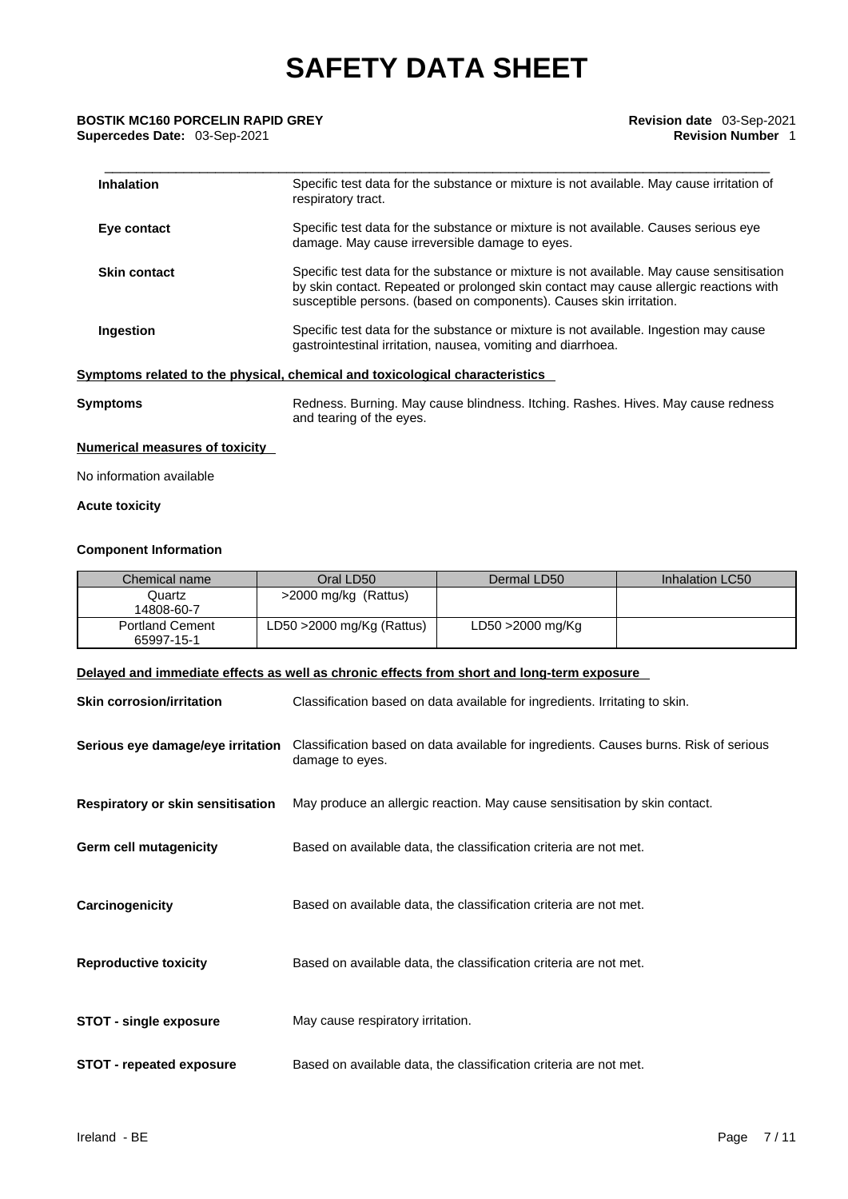| | |
|---|---|
| **Inhalation** | Specific test data for the substance or mixture is not available. May cause irritation of respiratory tract. |
| **Eye contact** | Specific test data for the substance or mixture is not available. Causes serious eye damage. May cause irreversible damage to eyes. |
| **Skin contact** | Specific test data for the substance or mixture is not available. May cause sensitisation by skin contact. Repeated or prolonged skin contact may cause allergic reactions with susceptible persons. (based on components). Causes skin irritation. |
| **Ingestion** | Specific test data for the substance or mixture is not available. Ingestion may cause gastrointestinal irritation, nausea, vomiting and diarrhoea. |

**Symptoms related to the physical, chemical and toxicological characteristics**

**Symptoms** Redness. Burning. May cause blindness. Itching. Rashes. Hives. May cause redness and tearing of the eyes.

**Numerical measures of toxicity**

No information available

**Acute toxicity**

**Component Information**

| Chemical name | Oral LD50 | Dermal LD50 | Inhalation LC50 |
|---|---|---|---|
| Quartz 14808-60-7 | >2000 mg/kg (Rattus) | | |
| Portland Cement 65997-15-1 | LD50 >2000 mg/Kg (Rattus) | LD50 >2000 mg/Kg | |

**Delayed and immediate effects as well as chronic effects from short and long-term exposure**

| | |
|---|---|
| **Skin corrosion/irritation** | Classification based on data available for ingredients. Irritating to skin. |
| **Serious eye damage/eye irritation** | Classification based on data available for ingredients. Causes burns. Risk of serious damage to eyes. |
| **Respiratory or skin sensitisation** | May produce an allergic reaction. May cause sensitisation by skin contact. |
| **Germ cell mutagenicity** | Based on available data, the classification criteria are not met. |
| **Carcinogenicity** | Based on available data, the classification criteria are not met. |
| **Reproductive toxicity** | Based on available data, the classification criteria are not met. |
| **STOT - single exposure** | May cause respiratory irritation. |
| **STOT - repeated exposure** | Based on available data, the classification criteria are not met. |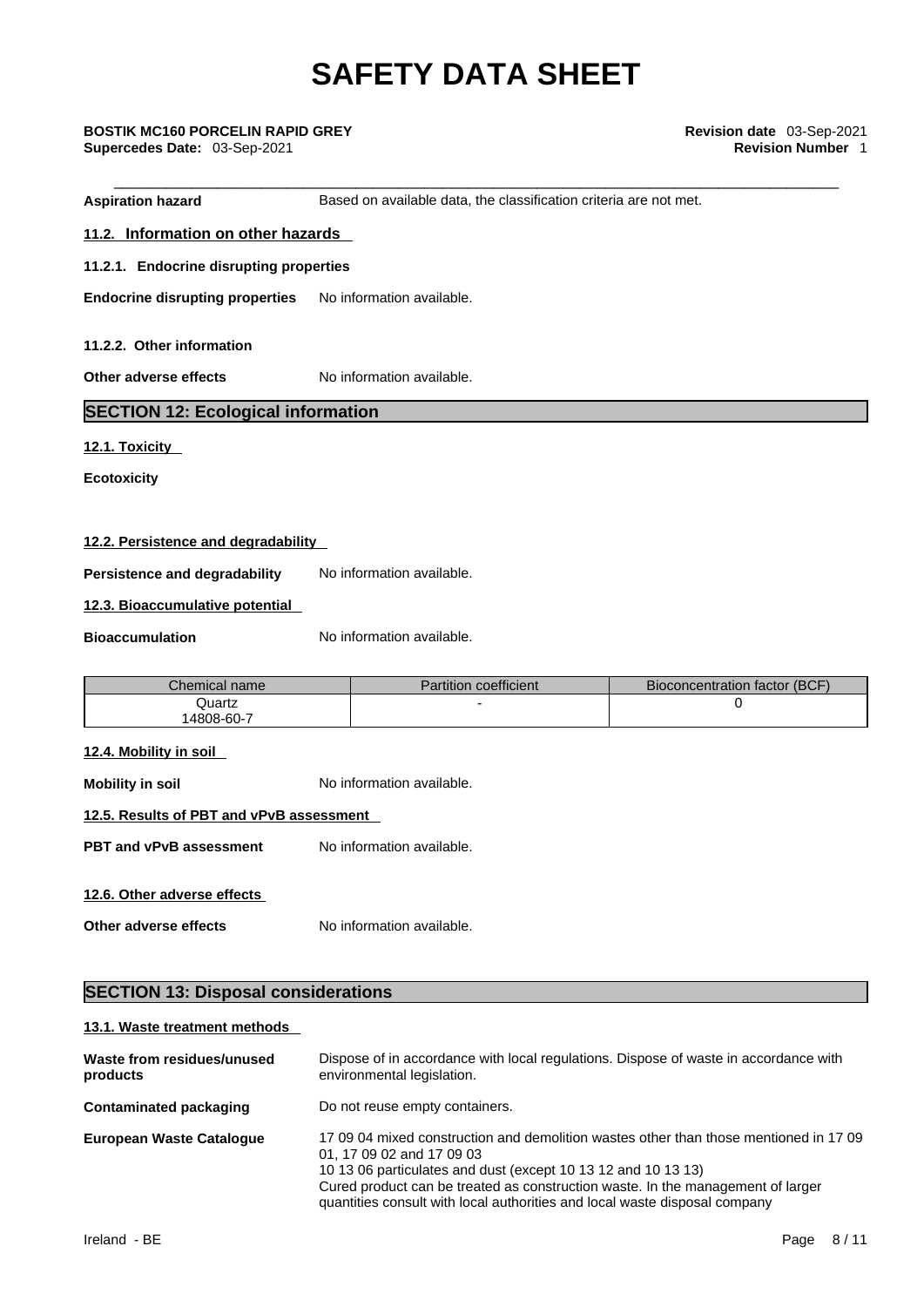**Aspiration hazard** Based on available data, the classification criteria are not met.

### 11.2. Information on other hazards

#### 11.2.1. Endocrine disrupting properties

**Endocrine disrupting properties** No information available.

#### 11.2.2. Other information

**Other adverse effects** No information available.

## SECTION 12: Ecological information

### 12.1. Toxicity

**Ecotoxicity**

### 12.2. Persistence and degradability

**Persistence and degradability** No information available.

### 12.3. Bioaccumulative potential

**Bioaccumulation** No information available.

| Chemical name | Partition coefficient | Bioconcentration factor (BCF) |
|---|---|---|
| Quartz 14808-60-7 | - | 0 |

### 12.4. Mobility in soil

**Mobility in soil** No information available.

### 12.5. Results of PBT and vPvB assessment

**PBT and vPvB assessment** No information available.

### 12.6. Other adverse effects

**Other adverse effects** No information available.

## SECTION 13: Disposal considerations

### 13.1. Waste treatment methods

**Waste from residues/unused products** Dispose of in accordance with local regulations. Dispose of waste in accordance with environmental legislation.

**Contaminated packaging** Do not reuse empty containers.

**European Waste Catalogue** 17 09 04 mixed construction and demolition wastes other than those mentioned in 17 09 01, 17 09 02 and 17 09 03
10 13 06 particulates and dust (except 10 13 12 and 10 13 13)
Cured product can be treated as construction waste. In the management of larger quantities consult with local authorities and local waste disposal company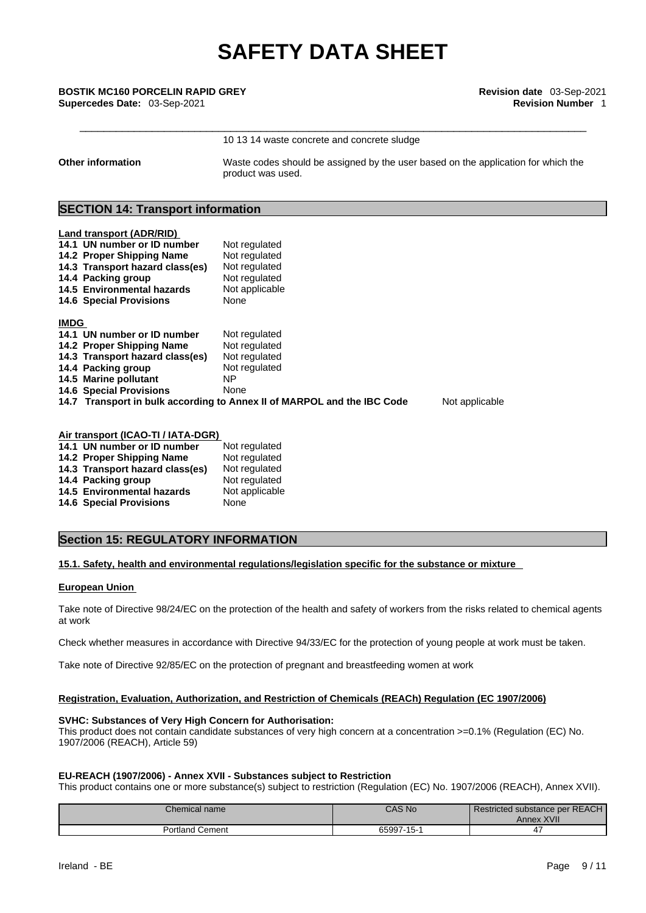10 13 14 waste concrete and concrete sludge

**Other information** Waste codes should be assigned by the user based on the application for which the product was used.

## SECTION 14: Transport information

**Land transport (ADR/RID)**

| | |
|---|---|
| **14.1 UN number or ID number** | Not regulated |
| **14.2 Proper Shipping Name** | Not regulated |
| **14.3 Transport hazard class(es)** | Not regulated |
| **14.4 Packing group** | Not regulated |
| **14.5 Environmental hazards** | Not applicable |
| **14.6 Special Provisions** | None |

**IMDG**

| | |
|---|---|
| **14.1 UN number or ID number** | Not regulated |
| **14.2 Proper Shipping Name** | Not regulated |
| **14.3 Transport hazard class(es)** | Not regulated |
| **14.4 Packing group** | Not regulated |
| **14.5 Marine pollutant** | NP |
| **14.6 Special Provisions** | None |
| **14.7 Transport in bulk according to Annex II of MARPOL and the IBC Code** | Not applicable |

**Air transport (ICAO-TI / IATA-DGR)**

| | |
|---|---|
| **14.1 UN number or ID number** | Not regulated |
| **14.2 Proper Shipping Name** | Not regulated |
| **14.3 Transport hazard class(es)** | Not regulated |
| **14.4 Packing group** | Not regulated |
| **14.5 Environmental hazards** | Not applicable |
| **14.6 Special Provisions** | None |

## Section 15: REGULATORY INFORMATION

**15.1. Safety, health and environmental regulations/legislation specific for the substance or mixture**

**European Union**

Take note of Directive 98/24/EC on the protection of the health and safety of workers from the risks related to chemical agents at work

Check whether measures in accordance with Directive 94/33/EC for the protection of young people at work must be taken.

Take note of Directive 92/85/EC on the protection of pregnant and breastfeeding women at work

**Registration, Evaluation, Authorization, and Restriction of Chemicals (REACh) Regulation (EC 1907/2006)**

**SVHC: Substances of Very High Concern for Authorisation:**
This product does not contain candidate substances of very high concern at a concentration >=0.1% (Regulation (EC) No. 1907/2006 (REACH), Article 59)

**EU-REACH (1907/2006) - Annex XVII - Substances subject to Restriction**
This product contains one or more substance(s) subject to restriction (Regulation (EC) No. 1907/2006 (REACH), Annex XVII).

| Chemical name | CAS No | Restricted substance per REACH Annex XVII |
|---|---|---|
| Portland Cement | 65997-15-1 | 47 |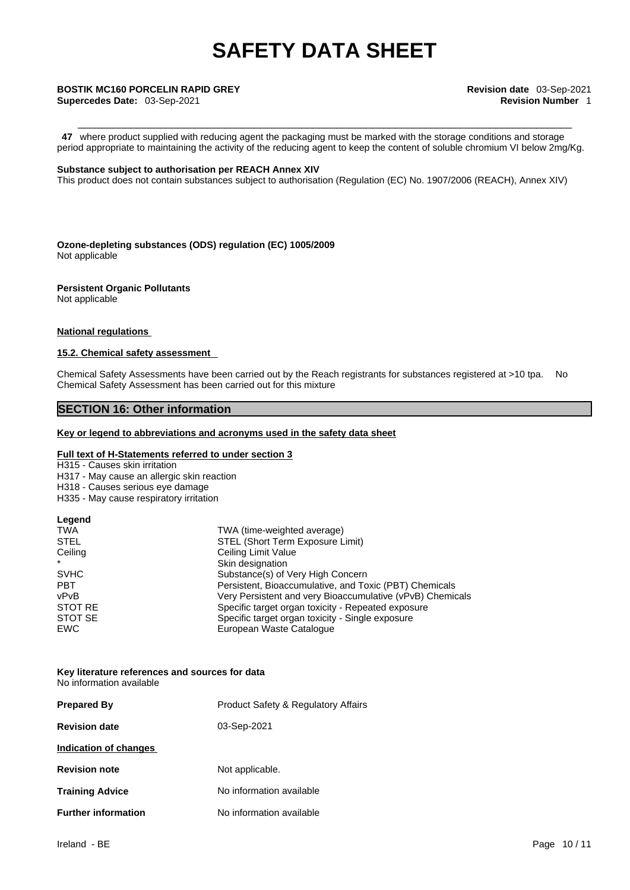**47** where product supplied with reducing agent the packaging must be marked with the storage conditions and storage period appropriate to maintaining the activity of the reducing agent to keep the content of soluble chromium VI below 2mg/Kg.

**Substance subject to authorisation per REACH Annex XIV**

This product does not contain substances subject to authorisation (Regulation (EC) No. 1907/2006 (REACH), Annex XIV)

**Ozone-depleting substances (ODS) regulation (EC) 1005/2009**

Not applicable

**Persistent Organic Pollutants**

Not applicable

**National regulations**

**15.2. Chemical safety assessment**

Chemical Safety Assessments have been carried out by the Reach registrants for substances registered at >10 tpa. No Chemical Safety Assessment has been carried out for this mixture

## SECTION 16: Other information

**Key or legend to abbreviations and acronyms used in the safety data sheet**

**Full text of H-Statements referred to under section 3**

H315 - Causes skin irritation
H317 - May cause an allergic skin reaction
H318 - Causes serious eye damage
H335 - May cause respiratory irritation

**Legend**

| | |
|---|---|
| TWA | TWA (time-weighted average) |
| STEL | STEL (Short Term Exposure Limit) |
| Ceiling | Ceiling Limit Value |
| * | Skin designation |
| SVHC | Substance(s) of Very High Concern |
| PBT | Persistent, Bioaccumulative, and Toxic (PBT) Chemicals |
| vPvB | Very Persistent and very Bioaccumulative (vPvB) Chemicals |
| STOT RE | Specific target organ toxicity - Repeated exposure |
| STOT SE | Specific target organ toxicity - Single exposure |
| EWC | European Waste Catalogue |

**Key literature references and sources for data**

No information available

**Prepared By** Product Safety & Regulatory Affairs

**Revision date** 03-Sep-2021

**Indication of changes**

**Revision note** Not applicable.

**Training Advice** No information available

**Further information** No information available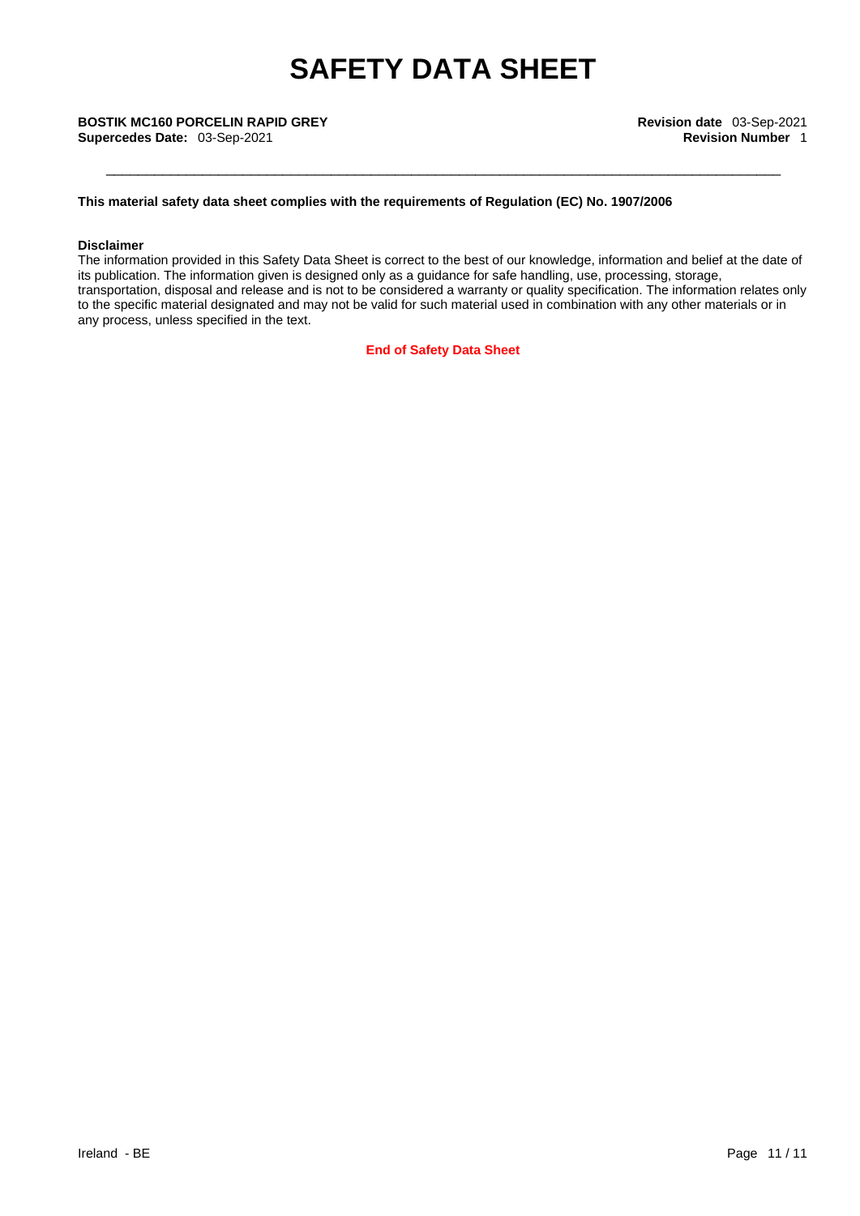**This material safety data sheet complies with the requirements of Regulation (EC) No. 1907/2006**

**Disclaimer**

The information provided in this Safety Data Sheet is correct to the best of our knowledge, information and belief at the date of its publication. The information given is designed only as a guidance for safe handling, use, processing, storage, transportation, disposal and release and is not to be considered a warranty or quality specification. The information relates only to the specific material designated and may not be valid for such material used in combination with any other materials or in any process, unless specified in the text.

**End of Safety Data Sheet**